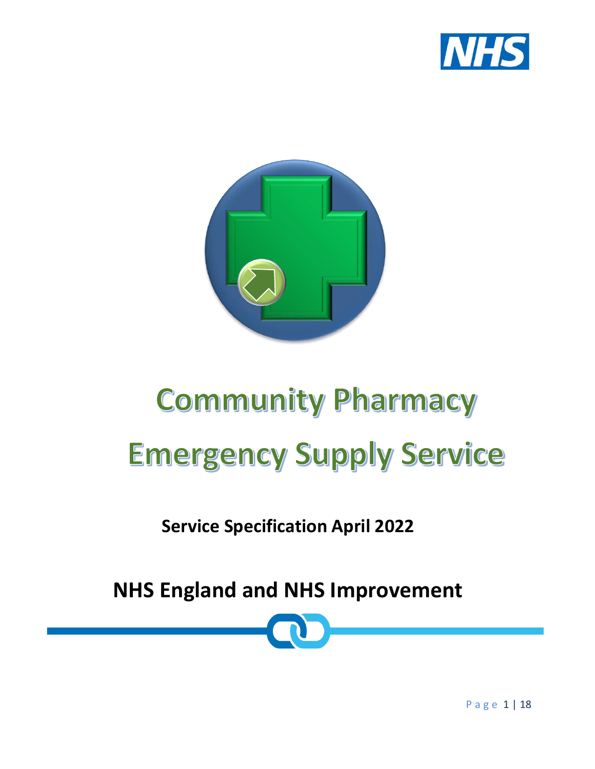# Community Pharmacy Emergency Supply Service

**Service Specification April 2022**

## NHS England and NHS Improvement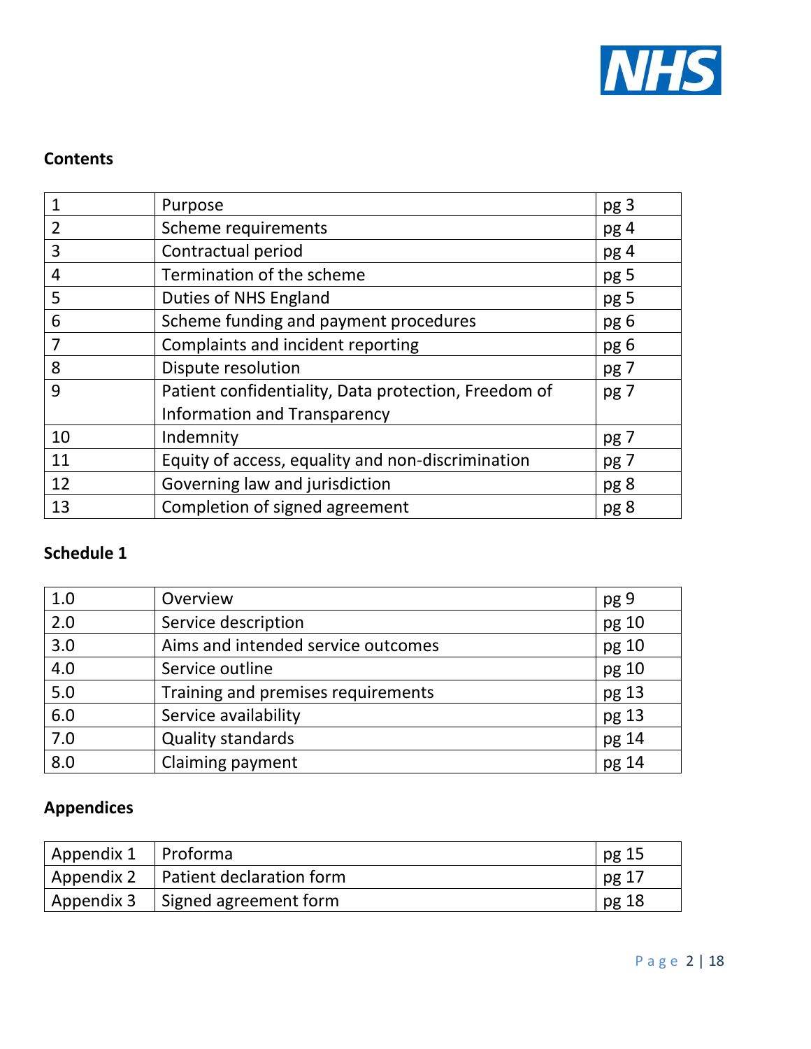## Contents

| | | |
|---|---|---|
| 1 | Purpose | pg 3 |
| 2 | Scheme requirements | pg 4 |
| 3 | Contractual period | pg 4 |
| 4 | Termination of the scheme | pg 5 |
| 5 | Duties of NHS England | pg 5 |
| 6 | Scheme funding and payment procedures | pg 6 |
| 7 | Complaints and incident reporting | pg 6 |
| 8 | Dispute resolution | pg 7 |
| 9 | Patient confidentiality, Data protection, Freedom of Information and Transparency | pg 7 |
| 10 | Indemnity | pg 7 |
| 11 | Equity of access, equality and non-discrimination | pg 7 |
| 12 | Governing law and jurisdiction | pg 8 |
| 13 | Completion of signed agreement | pg 8 |

## Schedule 1

| | | |
|---|---|---|
| 1.0 | Overview | pg 9 |
| 2.0 | Service description | pg 10 |
| 3.0 | Aims and intended service outcomes | pg 10 |
| 4.0 | Service outline | pg 10 |
| 5.0 | Training and premises requirements | pg 13 |
| 6.0 | Service availability | pg 13 |
| 7.0 | Quality standards | pg 14 |
| 8.0 | Claiming payment | pg 14 |

## Appendices

| | | |
|---|---|---|
| Appendix 1 | Proforma | pg 15 |
| Appendix 2 | Patient declaration form | pg 17 |
| Appendix 3 | Signed agreement form | pg 18 |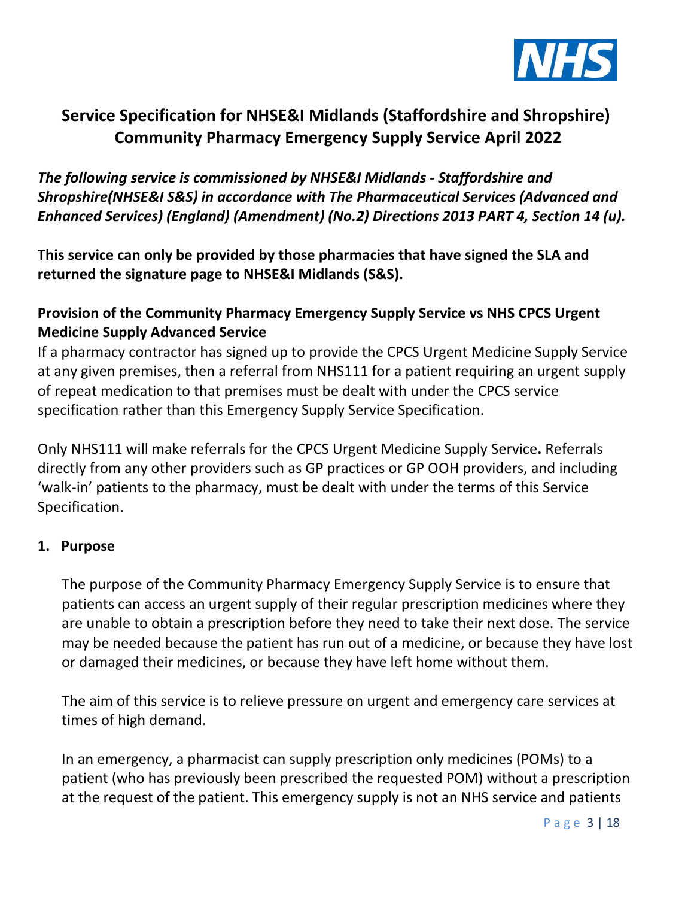# Service Specification for NHSE&I Midlands (Staffordshire and Shropshire) Community Pharmacy Emergency Supply Service April 2022

***The following service is commissioned by NHSE&I Midlands - Staffordshire and Shropshire(NHSE&I S&S) in accordance with The Pharmaceutical Services (Advanced and Enhanced Services) (England) (Amendment) (No.2) Directions 2013 PART 4, Section 14 (u).***

**This service can only be provided by those pharmacies that have signed the SLA and returned the signature page to NHSE&I Midlands (S&S).**

**Provision of the Community Pharmacy Emergency Supply Service vs NHS CPCS Urgent Medicine Supply Advanced Service**

If a pharmacy contractor has signed up to provide the CPCS Urgent Medicine Supply Service at any given premises, then a referral from NHS111 for a patient requiring an urgent supply of repeat medication to that premises must be dealt with under the CPCS service specification rather than this Emergency Supply Service Specification.

Only NHS111 will make referrals for the CPCS Urgent Medicine Supply Service**.** Referrals directly from any other providers such as GP practices or GP OOH providers, and including 'walk-in' patients to the pharmacy, must be dealt with under the terms of this Service Specification.

## 1. Purpose

The purpose of the Community Pharmacy Emergency Supply Service is to ensure that patients can access an urgent supply of their regular prescription medicines where they are unable to obtain a prescription before they need to take their next dose. The service may be needed because the patient has run out of a medicine, or because they have lost or damaged their medicines, or because they have left home without them.

The aim of this service is to relieve pressure on urgent and emergency care services at times of high demand.

In an emergency, a pharmacist can supply prescription only medicines (POMs) to a patient (who has previously been prescribed the requested POM) without a prescription at the request of the patient. This emergency supply is not an NHS service and patients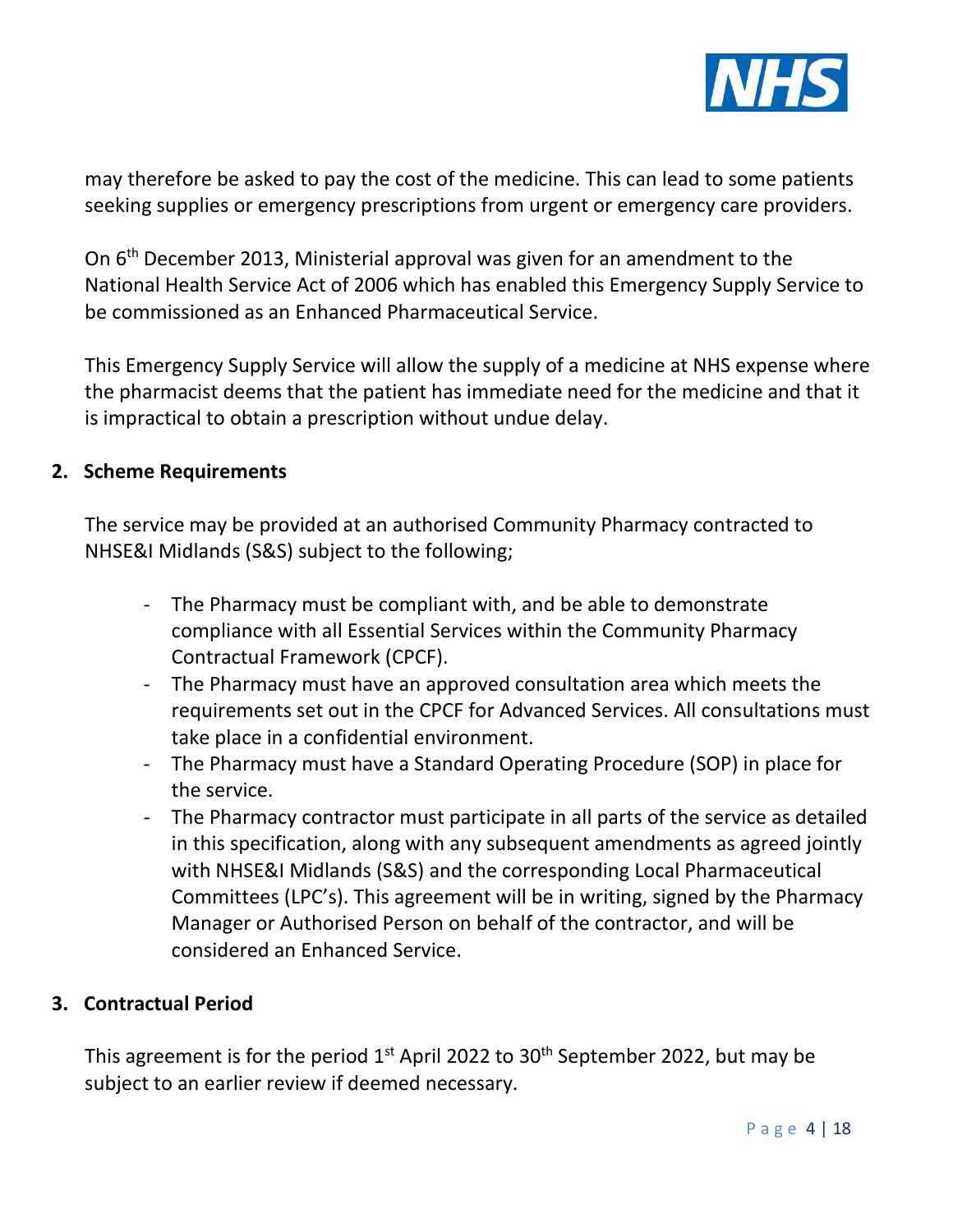may therefore be asked to pay the cost of the medicine. This can lead to some patients seeking supplies or emergency prescriptions from urgent or emergency care providers.

On 6th December 2013, Ministerial approval was given for an amendment to the National Health Service Act of 2006 which has enabled this Emergency Supply Service to be commissioned as an Enhanced Pharmaceutical Service.

This Emergency Supply Service will allow the supply of a medicine at NHS expense where the pharmacist deems that the patient has immediate need for the medicine and that it is impractical to obtain a prescription without undue delay.

## 2. Scheme Requirements

The service may be provided at an authorised Community Pharmacy contracted to NHSE&I Midlands (S&S) subject to the following;

- The Pharmacy must be compliant with, and be able to demonstrate compliance with all Essential Services within the Community Pharmacy Contractual Framework (CPCF).
- The Pharmacy must have an approved consultation area which meets the requirements set out in the CPCF for Advanced Services. All consultations must take place in a confidential environment.
- The Pharmacy must have a Standard Operating Procedure (SOP) in place for the service.
- The Pharmacy contractor must participate in all parts of the service as detailed in this specification, along with any subsequent amendments as agreed jointly with NHSE&I Midlands (S&S) and the corresponding Local Pharmaceutical Committees (LPC's). This agreement will be in writing, signed by the Pharmacy Manager or Authorised Person on behalf of the contractor, and will be considered an Enhanced Service.

## 3. Contractual Period

This agreement is for the period 1st April 2022 to 30th September 2022, but may be subject to an earlier review if deemed necessary.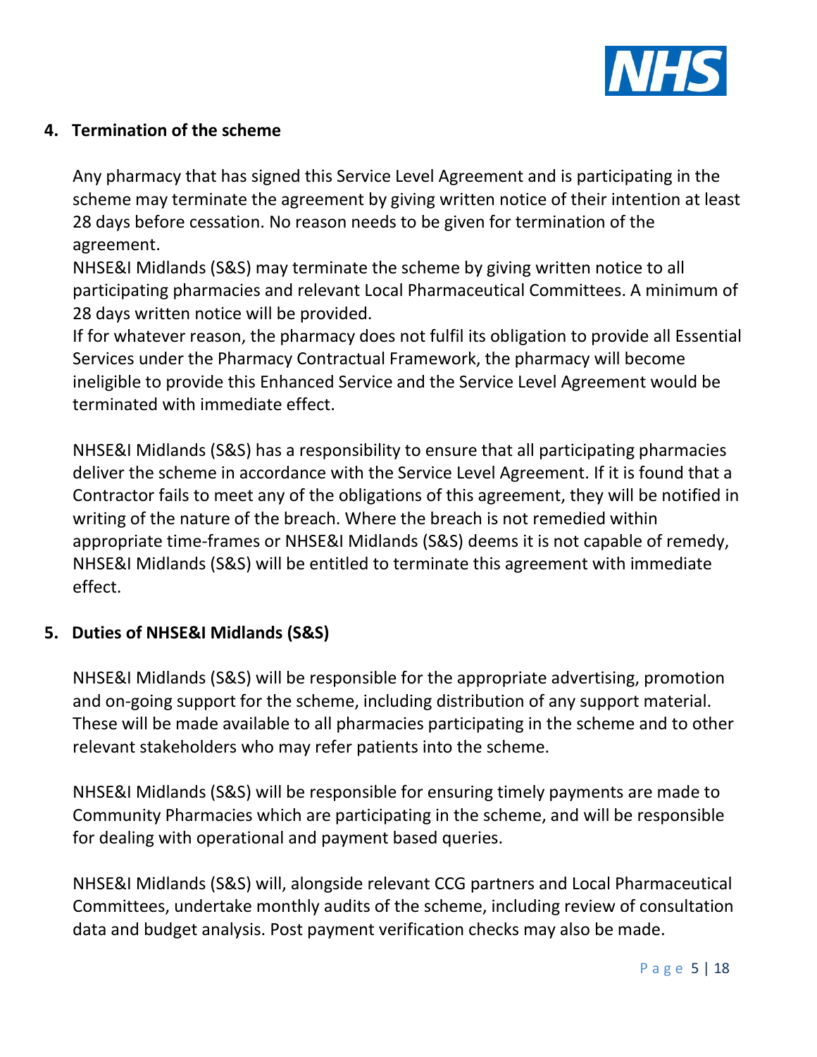## 4. Termination of the scheme

Any pharmacy that has signed this Service Level Agreement and is participating in the scheme may terminate the agreement by giving written notice of their intention at least 28 days before cessation. No reason needs to be given for termination of the agreement.

NHSE&I Midlands (S&S) may terminate the scheme by giving written notice to all participating pharmacies and relevant Local Pharmaceutical Committees. A minimum of 28 days written notice will be provided.

If for whatever reason, the pharmacy does not fulfil its obligation to provide all Essential Services under the Pharmacy Contractual Framework, the pharmacy will become ineligible to provide this Enhanced Service and the Service Level Agreement would be terminated with immediate effect.

NHSE&I Midlands (S&S) has a responsibility to ensure that all participating pharmacies deliver the scheme in accordance with the Service Level Agreement. If it is found that a Contractor fails to meet any of the obligations of this agreement, they will be notified in writing of the nature of the breach. Where the breach is not remedied within appropriate time-frames or NHSE&I Midlands (S&S) deems it is not capable of remedy, NHSE&I Midlands (S&S) will be entitled to terminate this agreement with immediate effect.

## 5. Duties of NHSE&I Midlands (S&S)

NHSE&I Midlands (S&S) will be responsible for the appropriate advertising, promotion and on-going support for the scheme, including distribution of any support material. These will be made available to all pharmacies participating in the scheme and to other relevant stakeholders who may refer patients into the scheme.

NHSE&I Midlands (S&S) will be responsible for ensuring timely payments are made to Community Pharmacies which are participating in the scheme, and will be responsible for dealing with operational and payment based queries.

NHSE&I Midlands (S&S) will, alongside relevant CCG partners and Local Pharmaceutical Committees, undertake monthly audits of the scheme, including review of consultation data and budget analysis. Post payment verification checks may also be made.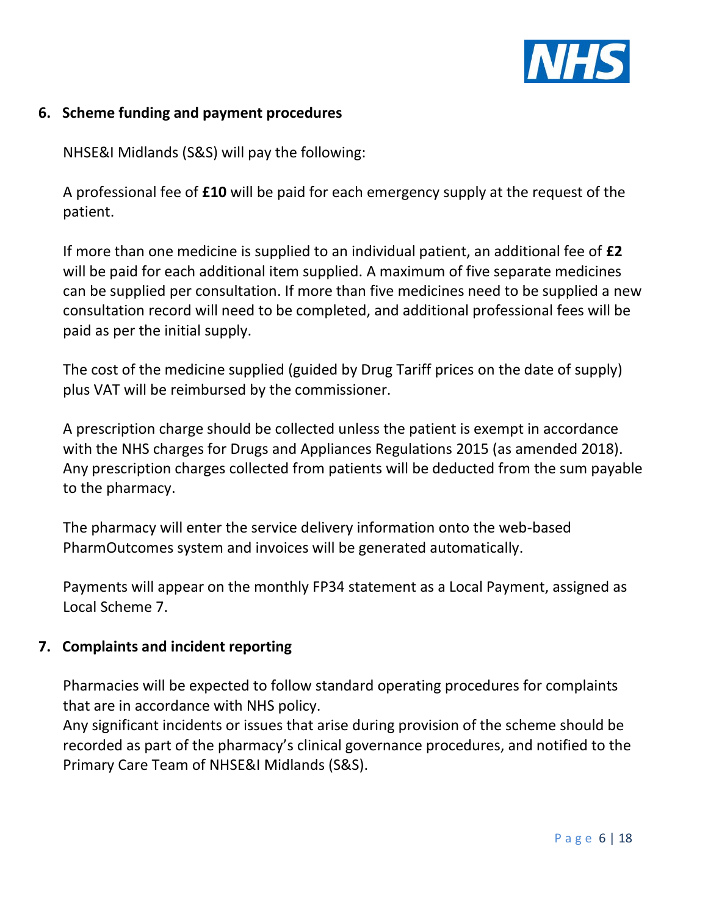## 6. Scheme funding and payment procedures

NHSE&I Midlands (S&S) will pay the following:

A professional fee of **£10** will be paid for each emergency supply at the request of the patient.

If more than one medicine is supplied to an individual patient, an additional fee of **£2** will be paid for each additional item supplied. A maximum of five separate medicines can be supplied per consultation. If more than five medicines need to be supplied a new consultation record will need to be completed, and additional professional fees will be paid as per the initial supply.

The cost of the medicine supplied (guided by Drug Tariff prices on the date of supply) plus VAT will be reimbursed by the commissioner.

A prescription charge should be collected unless the patient is exempt in accordance with the NHS charges for Drugs and Appliances Regulations 2015 (as amended 2018). Any prescription charges collected from patients will be deducted from the sum payable to the pharmacy.

The pharmacy will enter the service delivery information onto the web-based PharmOutcomes system and invoices will be generated automatically.

Payments will appear on the monthly FP34 statement as a Local Payment, assigned as Local Scheme 7.

## 7. Complaints and incident reporting

Pharmacies will be expected to follow standard operating procedures for complaints that are in accordance with NHS policy.
Any significant incidents or issues that arise during provision of the scheme should be recorded as part of the pharmacy's clinical governance procedures, and notified to the Primary Care Team of NHSE&I Midlands (S&S).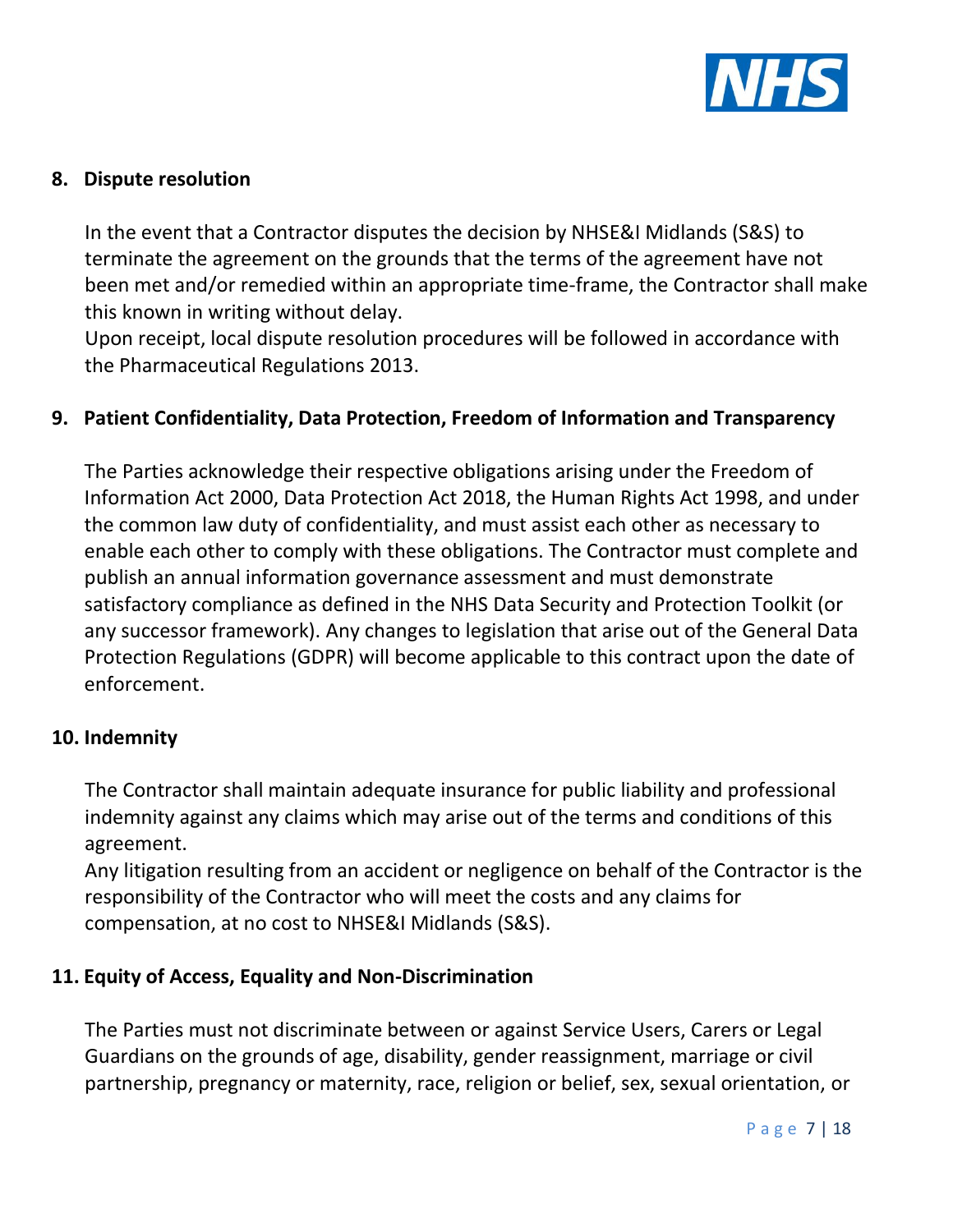## 8. Dispute resolution

In the event that a Contractor disputes the decision by NHSE&I Midlands (S&S) to terminate the agreement on the grounds that the terms of the agreement have not been met and/or remedied within an appropriate time-frame, the Contractor shall make this known in writing without delay.
Upon receipt, local dispute resolution procedures will be followed in accordance with the Pharmaceutical Regulations 2013.

## 9. Patient Confidentiality, Data Protection, Freedom of Information and Transparency

The Parties acknowledge their respective obligations arising under the Freedom of Information Act 2000, Data Protection Act 2018, the Human Rights Act 1998, and under the common law duty of confidentiality, and must assist each other as necessary to enable each other to comply with these obligations. The Contractor must complete and publish an annual information governance assessment and must demonstrate satisfactory compliance as defined in the NHS Data Security and Protection Toolkit (or any successor framework). Any changes to legislation that arise out of the General Data Protection Regulations (GDPR) will become applicable to this contract upon the date of enforcement.

## 10. Indemnity

The Contractor shall maintain adequate insurance for public liability and professional indemnity against any claims which may arise out of the terms and conditions of this agreement.
Any litigation resulting from an accident or negligence on behalf of the Contractor is the responsibility of the Contractor who will meet the costs and any claims for compensation, at no cost to NHSE&I Midlands (S&S).

## 11. Equity of Access, Equality and Non-Discrimination

The Parties must not discriminate between or against Service Users, Carers or Legal Guardians on the grounds of age, disability, gender reassignment, marriage or civil partnership, pregnancy or maternity, race, religion or belief, sex, sexual orientation, or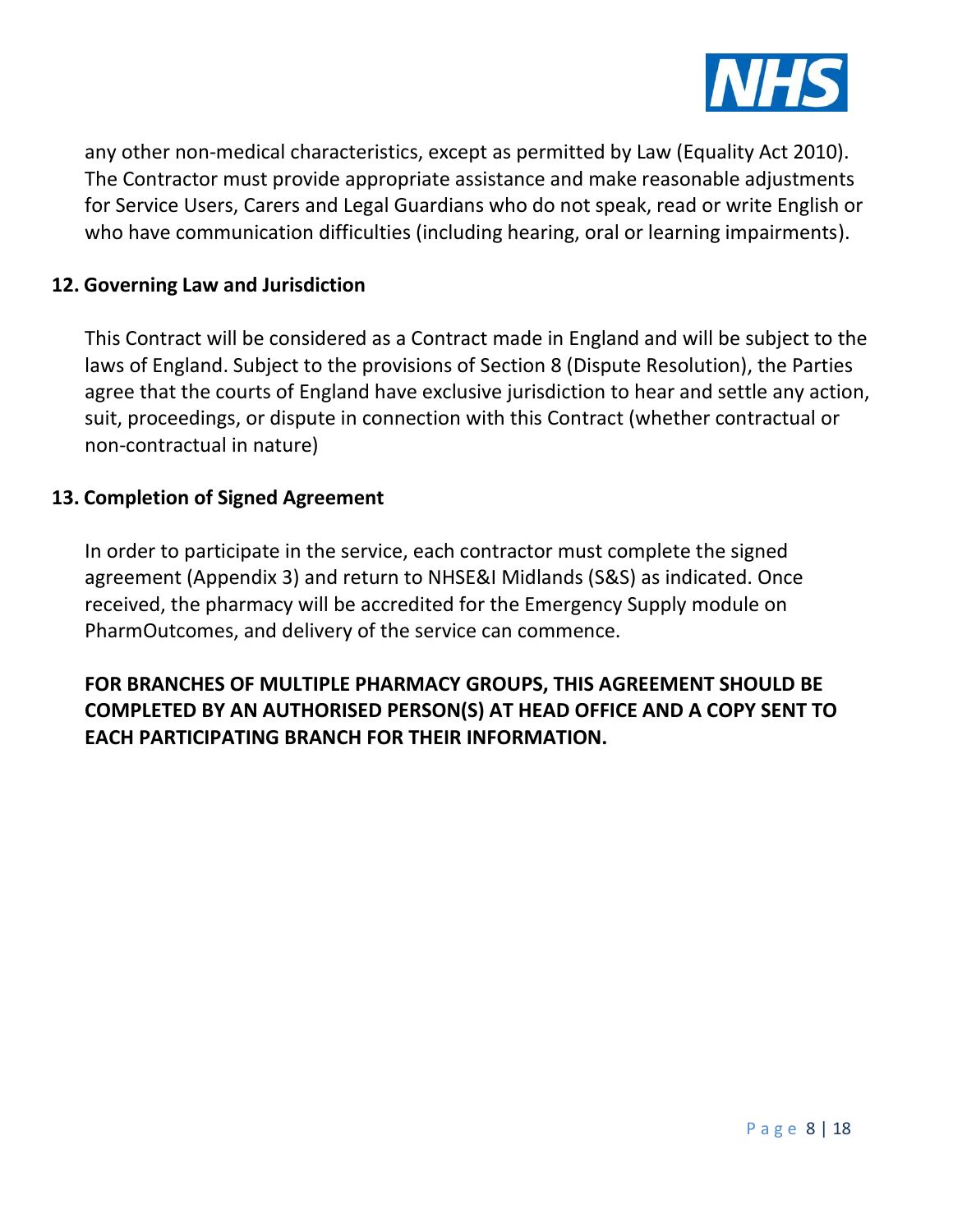any other non-medical characteristics, except as permitted by Law (Equality Act 2010). The Contractor must provide appropriate assistance and make reasonable adjustments for Service Users, Carers and Legal Guardians who do not speak, read or write English or who have communication difficulties (including hearing, oral or learning impairments).

## 12. Governing Law and Jurisdiction

This Contract will be considered as a Contract made in England and will be subject to the laws of England. Subject to the provisions of Section 8 (Dispute Resolution), the Parties agree that the courts of England have exclusive jurisdiction to hear and settle any action, suit, proceedings, or dispute in connection with this Contract (whether contractual or non-contractual in nature)

## 13. Completion of Signed Agreement

In order to participate in the service, each contractor must complete the signed agreement (Appendix 3) and return to NHSE&I Midlands (S&S) as indicated. Once received, the pharmacy will be accredited for the Emergency Supply module on PharmOutcomes, and delivery of the service can commence.

**FOR BRANCHES OF MULTIPLE PHARMACY GROUPS, THIS AGREEMENT SHOULD BE COMPLETED BY AN AUTHORISED PERSON(S) AT HEAD OFFICE AND A COPY SENT TO EACH PARTICIPATING BRANCH FOR THEIR INFORMATION.**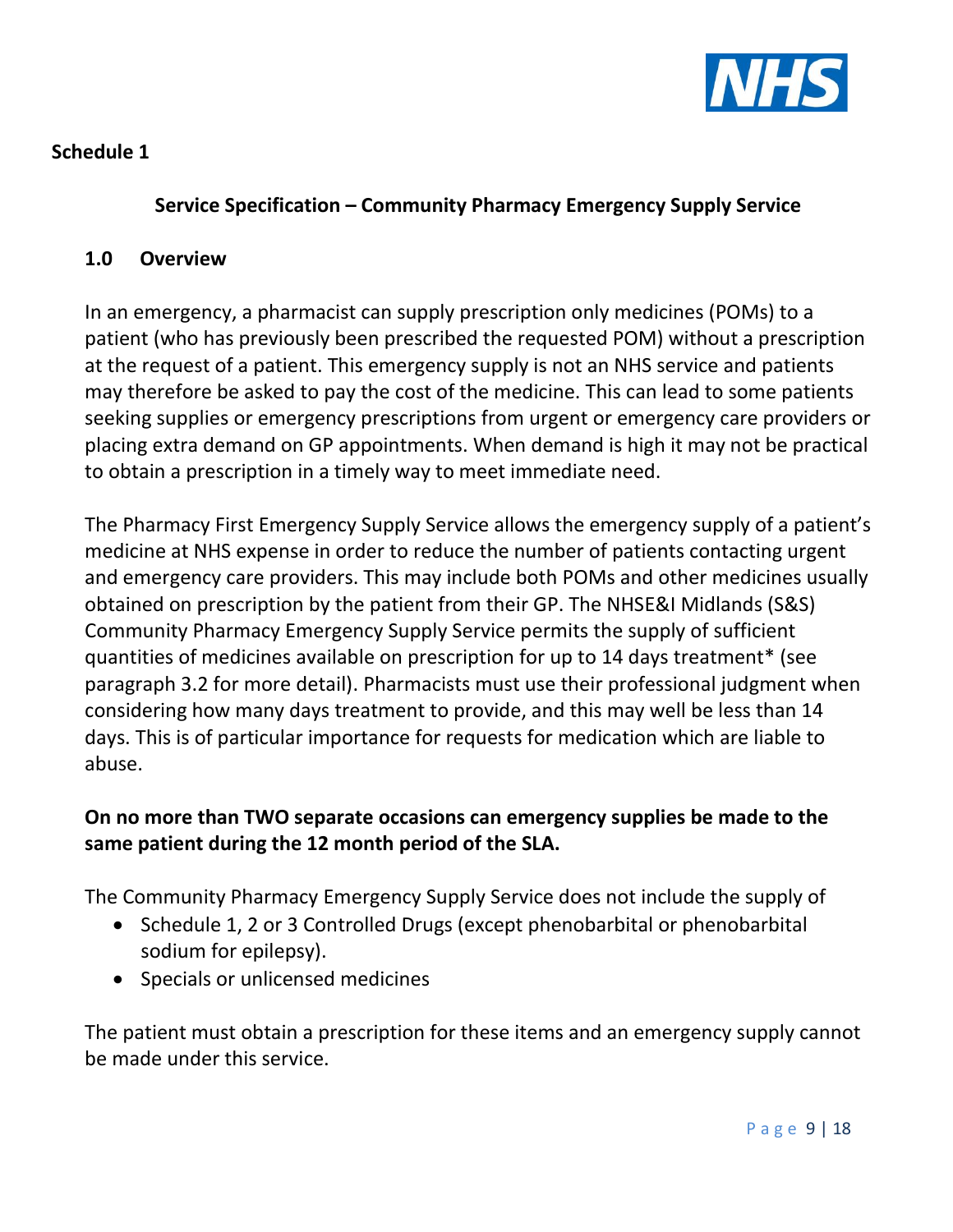**Schedule 1**

## Service Specification – Community Pharmacy Emergency Supply Service

### 1.0 Overview

In an emergency, a pharmacist can supply prescription only medicines (POMs) to a patient (who has previously been prescribed the requested POM) without a prescription at the request of a patient. This emergency supply is not an NHS service and patients may therefore be asked to pay the cost of the medicine. This can lead to some patients seeking supplies or emergency prescriptions from urgent or emergency care providers or placing extra demand on GP appointments. When demand is high it may not be practical to obtain a prescription in a timely way to meet immediate need.

The Pharmacy First Emergency Supply Service allows the emergency supply of a patient's medicine at NHS expense in order to reduce the number of patients contacting urgent and emergency care providers. This may include both POMs and other medicines usually obtained on prescription by the patient from their GP. The NHSE&I Midlands (S&S) Community Pharmacy Emergency Supply Service permits the supply of sufficient quantities of medicines available on prescription for up to 14 days treatment* (see paragraph 3.2 for more detail). Pharmacists must use their professional judgment when considering how many days treatment to provide, and this may well be less than 14 days. This is of particular importance for requests for medication which are liable to abuse.

**On no more than TWO separate occasions can emergency supplies be made to the same patient during the 12 month period of the SLA.**

The Community Pharmacy Emergency Supply Service does not include the supply of

- Schedule 1, 2 or 3 Controlled Drugs (except phenobarbital or phenobarbital sodium for epilepsy).
- Specials or unlicensed medicines

The patient must obtain a prescription for these items and an emergency supply cannot be made under this service.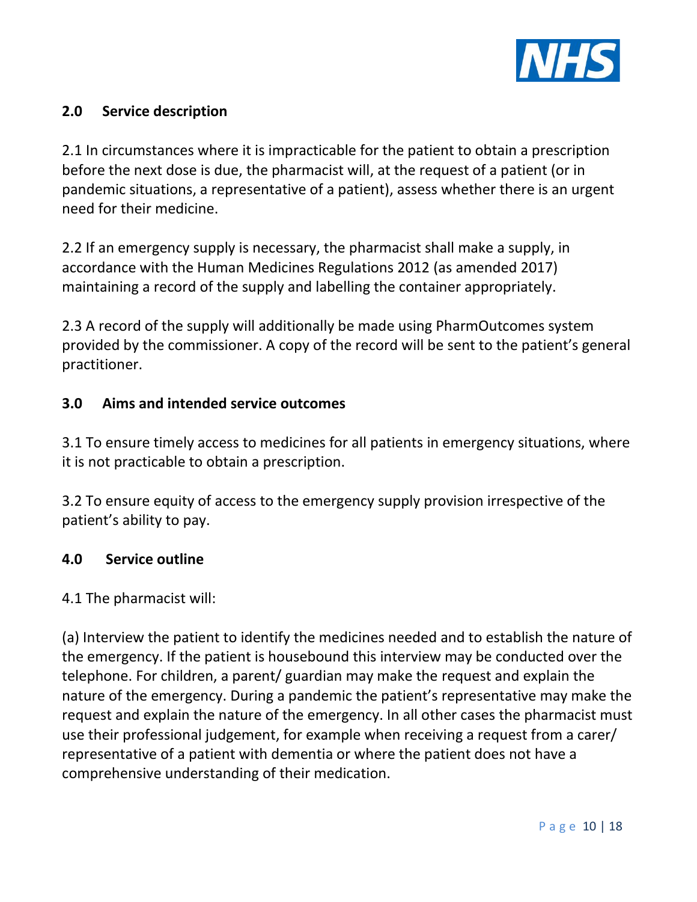## 2.0 Service description

2.1 In circumstances where it is impracticable for the patient to obtain a prescription before the next dose is due, the pharmacist will, at the request of a patient (or in pandemic situations, a representative of a patient), assess whether there is an urgent need for their medicine.

2.2 If an emergency supply is necessary, the pharmacist shall make a supply, in accordance with the Human Medicines Regulations 2012 (as amended 2017) maintaining a record of the supply and labelling the container appropriately.

2.3 A record of the supply will additionally be made using PharmOutcomes system provided by the commissioner. A copy of the record will be sent to the patient's general practitioner.

## 3.0 Aims and intended service outcomes

3.1 To ensure timely access to medicines for all patients in emergency situations, where it is not practicable to obtain a prescription.

3.2 To ensure equity of access to the emergency supply provision irrespective of the patient's ability to pay.

## 4.0 Service outline

4.1 The pharmacist will:

(a) Interview the patient to identify the medicines needed and to establish the nature of the emergency. If the patient is housebound this interview may be conducted over the telephone. For children, a parent/ guardian may make the request and explain the nature of the emergency. During a pandemic the patient's representative may make the request and explain the nature of the emergency. In all other cases the pharmacist must use their professional judgement, for example when receiving a request from a carer/ representative of a patient with dementia or where the patient does not have a comprehensive understanding of their medication.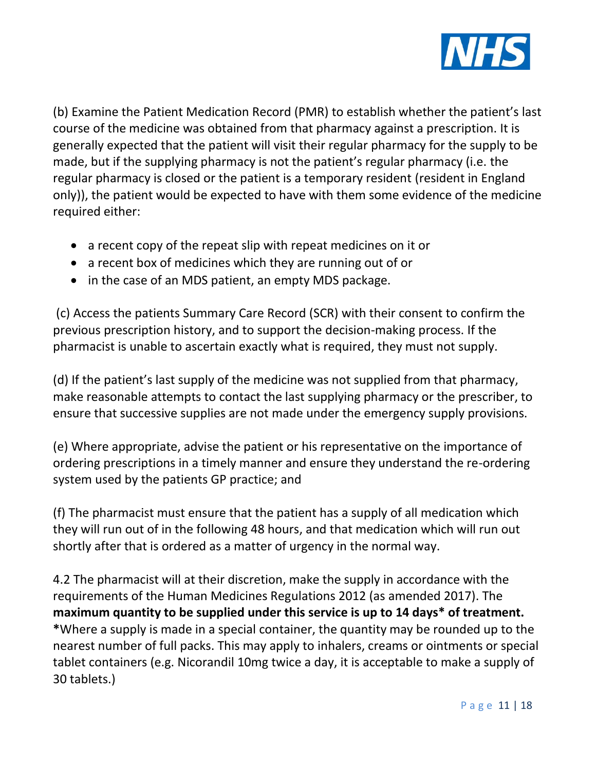(b) Examine the Patient Medication Record (PMR) to establish whether the patient's last course of the medicine was obtained from that pharmacy against a prescription. It is generally expected that the patient will visit their regular pharmacy for the supply to be made, but if the supplying pharmacy is not the patient's regular pharmacy (i.e. the regular pharmacy is closed or the patient is a temporary resident (resident in England only)), the patient would be expected to have with them some evidence of the medicine required either:

- a recent copy of the repeat slip with repeat medicines on it or
- a recent box of medicines which they are running out of or
- in the case of an MDS patient, an empty MDS package.

(c) Access the patients Summary Care Record (SCR) with their consent to confirm the previous prescription history, and to support the decision-making process. If the pharmacist is unable to ascertain exactly what is required, they must not supply.

(d) If the patient's last supply of the medicine was not supplied from that pharmacy, make reasonable attempts to contact the last supplying pharmacy or the prescriber, to ensure that successive supplies are not made under the emergency supply provisions.

(e) Where appropriate, advise the patient or his representative on the importance of ordering prescriptions in a timely manner and ensure they understand the re-ordering system used by the patients GP practice; and

(f) The pharmacist must ensure that the patient has a supply of all medication which they will run out of in the following 48 hours, and that medication which will run out shortly after that is ordered as a matter of urgency in the normal way.

4.2 The pharmacist will at their discretion, make the supply in accordance with the requirements of the Human Medicines Regulations 2012 (as amended 2017). The **maximum quantity to be supplied under this service is up to 14 days* of treatment.** **\***Where a supply is made in a special container, the quantity may be rounded up to the nearest number of full packs. This may apply to inhalers, creams or ointments or special tablet containers (e.g. Nicorandil 10mg twice a day, it is acceptable to make a supply of 30 tablets.)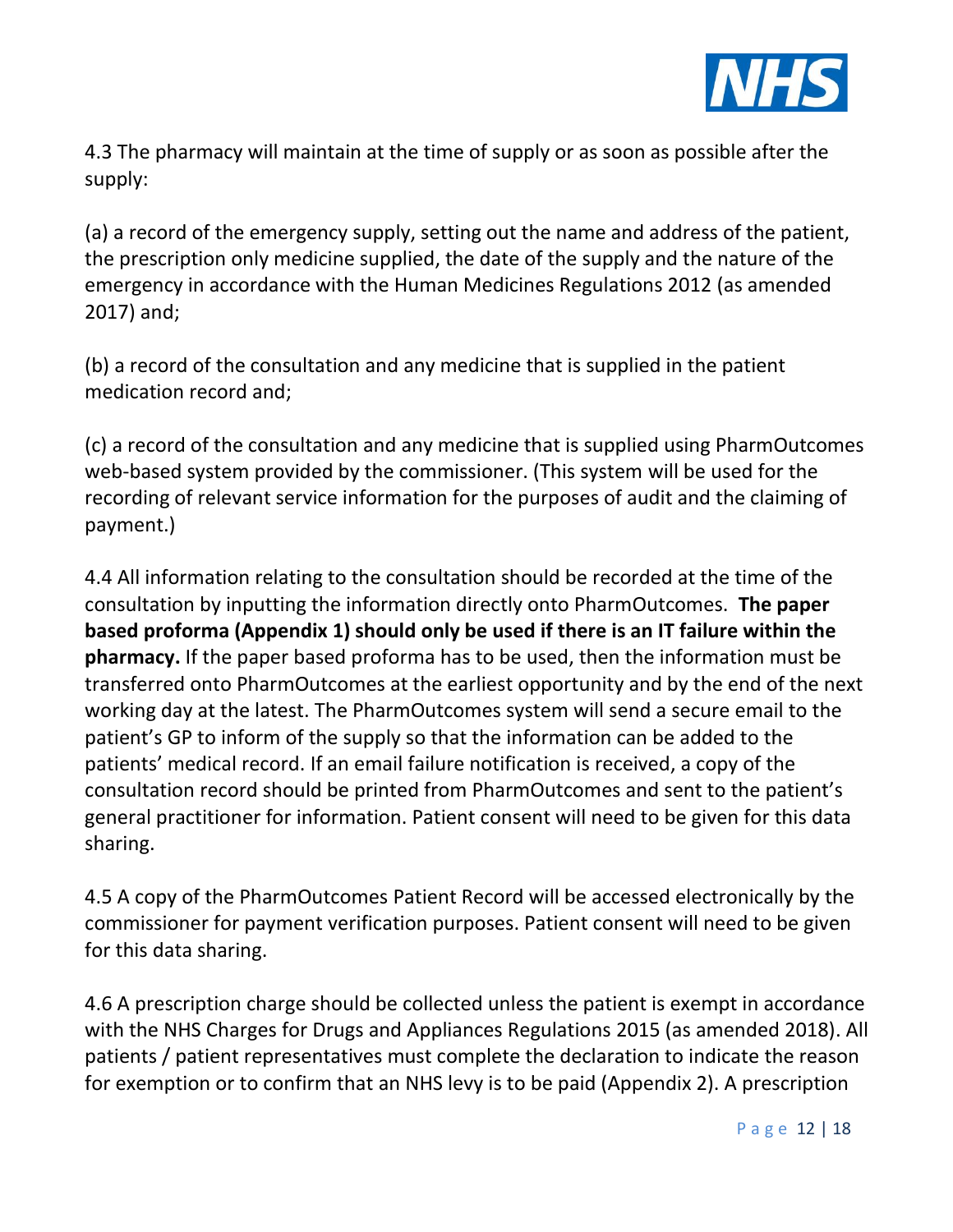4.3 The pharmacy will maintain at the time of supply or as soon as possible after the supply:

(a) a record of the emergency supply, setting out the name and address of the patient, the prescription only medicine supplied, the date of the supply and the nature of the emergency in accordance with the Human Medicines Regulations 2012 (as amended 2017) and;

(b) a record of the consultation and any medicine that is supplied in the patient medication record and;

(c) a record of the consultation and any medicine that is supplied using PharmOutcomes web-based system provided by the commissioner. (This system will be used for the recording of relevant service information for the purposes of audit and the claiming of payment.)

4.4 All information relating to the consultation should be recorded at the time of the consultation by inputting the information directly onto PharmOutcomes. **The paper based proforma (Appendix 1) should only be used if there is an IT failure within the pharmacy.** If the paper based proforma has to be used, then the information must be transferred onto PharmOutcomes at the earliest opportunity and by the end of the next working day at the latest. The PharmOutcomes system will send a secure email to the patient's GP to inform of the supply so that the information can be added to the patients' medical record. If an email failure notification is received, a copy of the consultation record should be printed from PharmOutcomes and sent to the patient's general practitioner for information. Patient consent will need to be given for this data sharing.

4.5 A copy of the PharmOutcomes Patient Record will be accessed electronically by the commissioner for payment verification purposes. Patient consent will need to be given for this data sharing.

4.6 A prescription charge should be collected unless the patient is exempt in accordance with the NHS Charges for Drugs and Appliances Regulations 2015 (as amended 2018). All patients / patient representatives must complete the declaration to indicate the reason for exemption or to confirm that an NHS levy is to be paid (Appendix 2). A prescription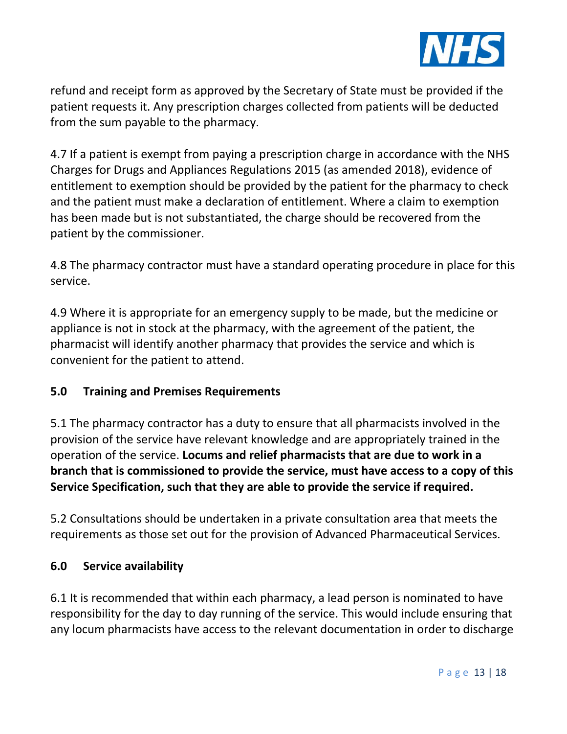refund and receipt form as approved by the Secretary of State must be provided if the patient requests it. Any prescription charges collected from patients will be deducted from the sum payable to the pharmacy.

4.7 If a patient is exempt from paying a prescription charge in accordance with the NHS Charges for Drugs and Appliances Regulations 2015 (as amended 2018), evidence of entitlement to exemption should be provided by the patient for the pharmacy to check and the patient must make a declaration of entitlement. Where a claim to exemption has been made but is not substantiated, the charge should be recovered from the patient by the commissioner.

4.8 The pharmacy contractor must have a standard operating procedure in place for this service.

4.9 Where it is appropriate for an emergency supply to be made, but the medicine or appliance is not in stock at the pharmacy, with the agreement of the patient, the pharmacist will identify another pharmacy that provides the service and which is convenient for the patient to attend.

## 5.0 Training and Premises Requirements

5.1 The pharmacy contractor has a duty to ensure that all pharmacists involved in the provision of the service have relevant knowledge and are appropriately trained in the operation of the service. **Locums and relief pharmacists that are due to work in a branch that is commissioned to provide the service, must have access to a copy of this Service Specification, such that they are able to provide the service if required.**

5.2 Consultations should be undertaken in a private consultation area that meets the requirements as those set out for the provision of Advanced Pharmaceutical Services.

## 6.0 Service availability

6.1 It is recommended that within each pharmacy, a lead person is nominated to have responsibility for the day to day running of the service. This would include ensuring that any locum pharmacists have access to the relevant documentation in order to discharge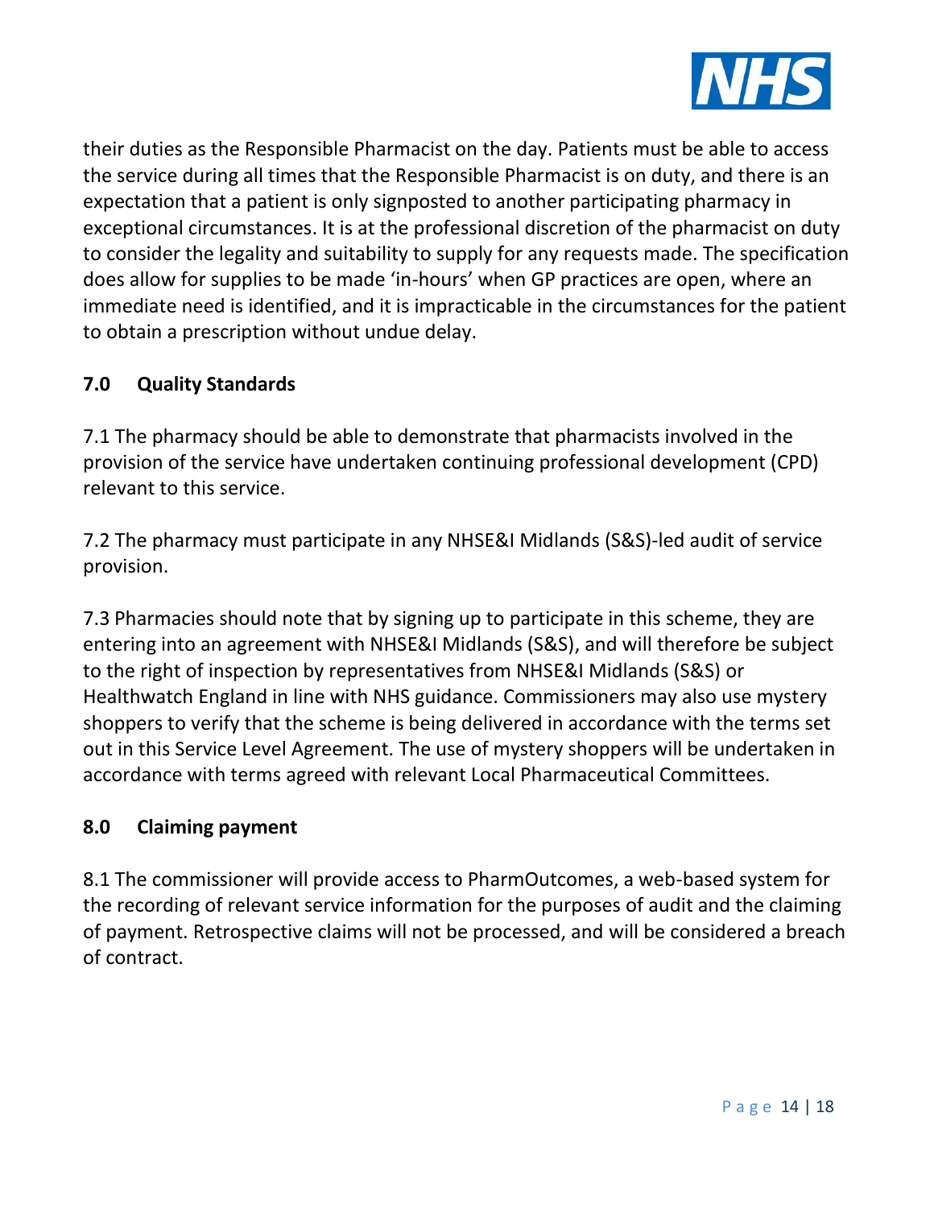their duties as the Responsible Pharmacist on the day. Patients must be able to access the service during all times that the Responsible Pharmacist is on duty, and there is an expectation that a patient is only signposted to another participating pharmacy in exceptional circumstances. It is at the professional discretion of the pharmacist on duty to consider the legality and suitability to supply for any requests made. The specification does allow for supplies to be made 'in-hours' when GP practices are open, where an immediate need is identified, and it is impracticable in the circumstances for the patient to obtain a prescription without undue delay.

## 7.0 Quality Standards

7.1 The pharmacy should be able to demonstrate that pharmacists involved in the provision of the service have undertaken continuing professional development (CPD) relevant to this service.

7.2 The pharmacy must participate in any NHSE&I Midlands (S&S)-led audit of service provision.

7.3 Pharmacies should note that by signing up to participate in this scheme, they are entering into an agreement with NHSE&I Midlands (S&S), and will therefore be subject to the right of inspection by representatives from NHSE&I Midlands (S&S) or Healthwatch England in line with NHS guidance. Commissioners may also use mystery shoppers to verify that the scheme is being delivered in accordance with the terms set out in this Service Level Agreement. The use of mystery shoppers will be undertaken in accordance with terms agreed with relevant Local Pharmaceutical Committees.

## 8.0 Claiming payment

8.1 The commissioner will provide access to PharmOutcomes, a web-based system for the recording of relevant service information for the purposes of audit and the claiming of payment. Retrospective claims will not be processed, and will be considered a breach of contract.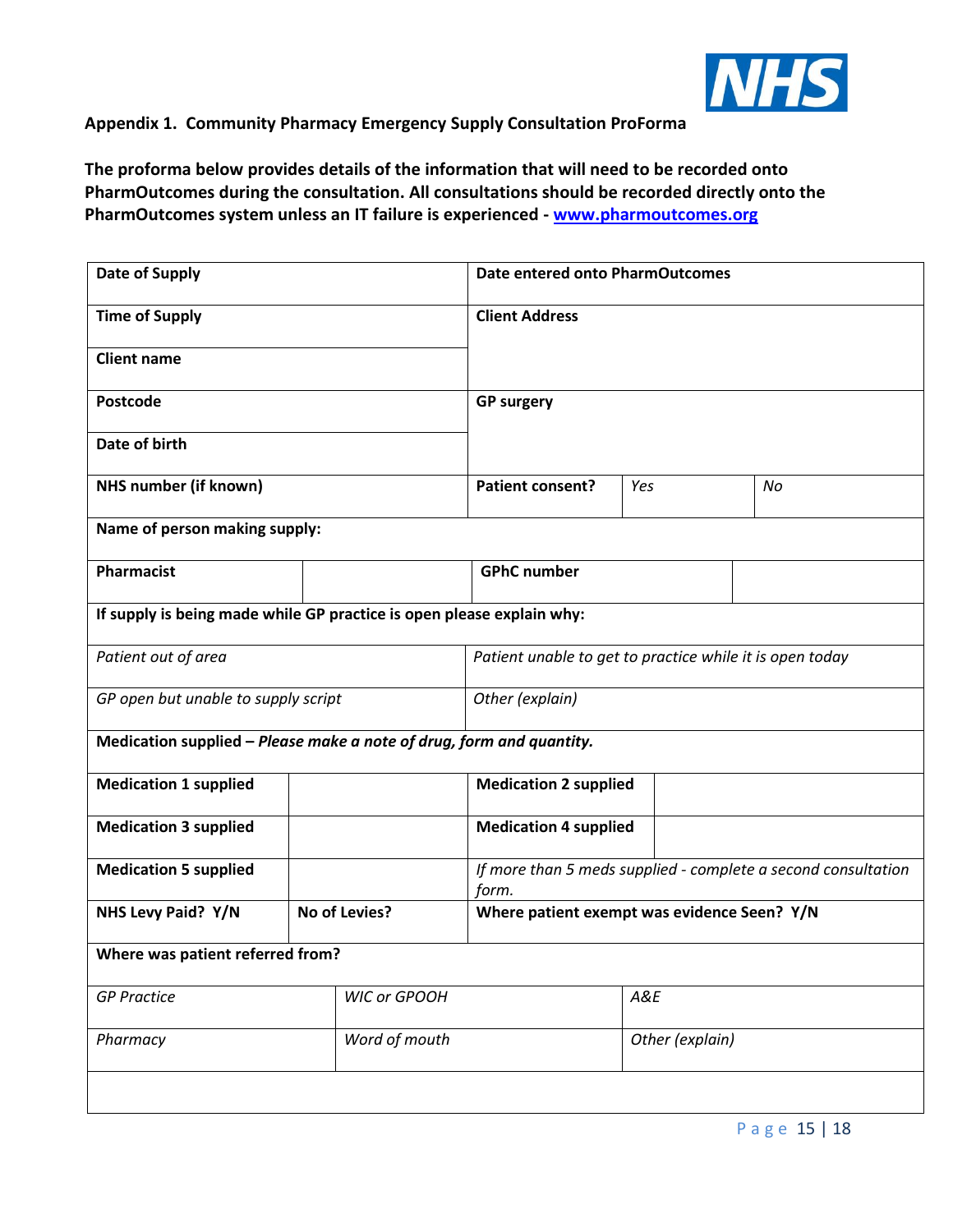**Appendix 1. Community Pharmacy Emergency Supply Consultation ProForma**

**The proforma below provides details of the information that will need to be recorded onto PharmOutcomes during the consultation. All consultations should be recorded directly onto the PharmOutcomes system unless an IT failure is experienced - [www.pharmoutcomes.org](www.pharmoutcomes.org)**

| | | | |
|---|---|---|---|
| **Date of Supply** | | **Date entered onto PharmOutcomes** | |
| **Time of Supply** | | **Client Address** | |
| **Client name** | | | |
| **Postcode** | | **GP surgery** | |
| **Date of birth** | | | |
| **NHS number (if known)** | | **Patient consent?** *Yes* | *No* |
| **Name of person making supply:** | | | |
| **Pharmacist** | | **GPhC number** | |
| **If supply is being made while GP practice is open please explain why:** | | | |
| *Patient out of area* | | *Patient unable to get to practice while it is open today* | |
| *GP open but unable to supply script* | | *Other (explain)* | |
| **Medication supplied** – ***Please make a note of drug, form and quantity.*** | | | |
| **Medication 1 supplied** | | **Medication 2 supplied** | |
| **Medication 3 supplied** | | **Medication 4 supplied** | |
| **Medication 5 supplied** | | *If more than 5 meds supplied - complete a second consultation form.* | |
| **NHS Levy Paid? Y/N** | **No of Levies?** | **Where patient exempt was evidence Seen? Y/N** | |
| **Where was patient referred from?** | | | |
| *GP Practice* | *WIC or GPOOH* | *A&E* | |
| *Pharmacy* | *Word of mouth* | *Other (explain)* | |
| | | | |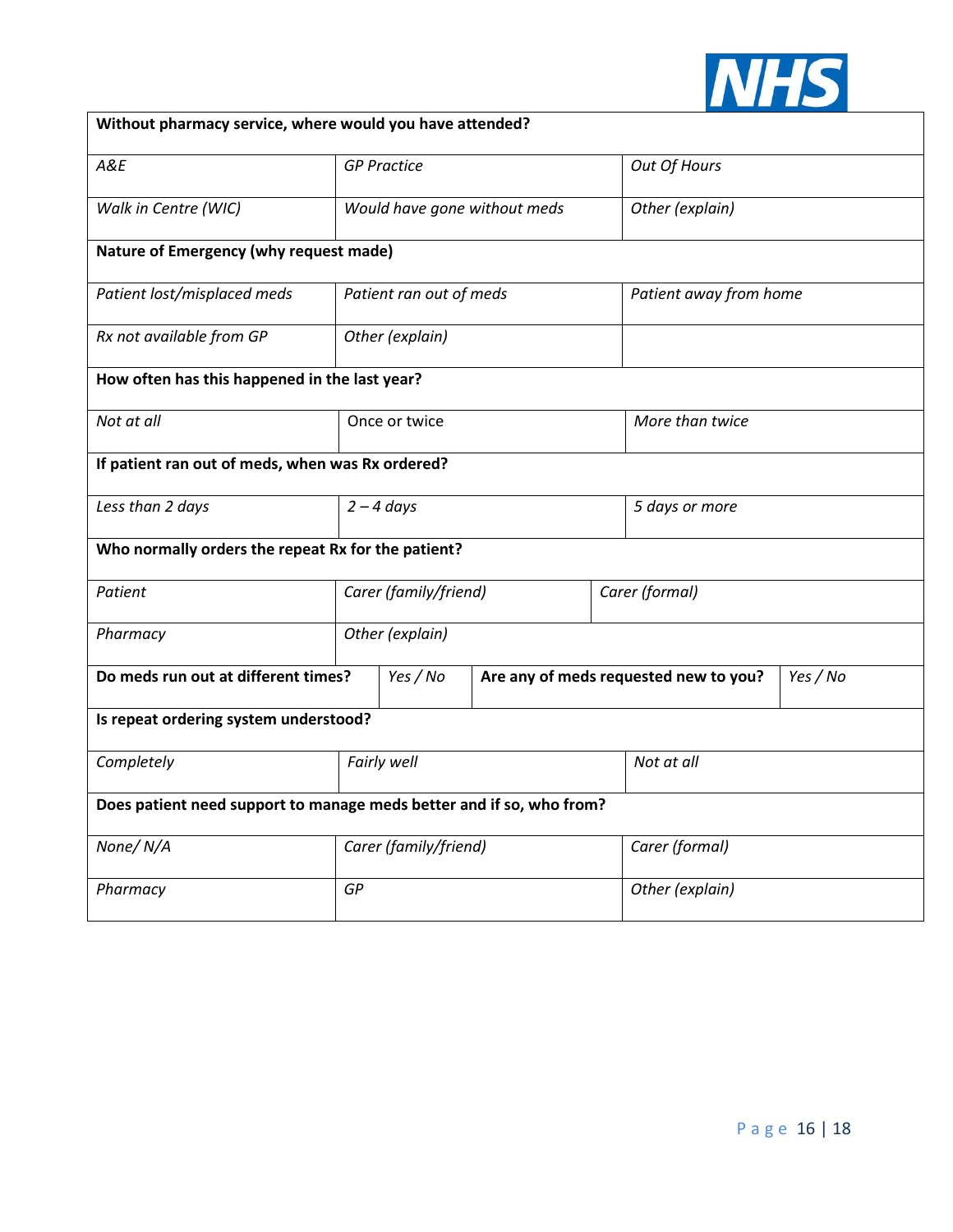| **Without pharmacy service, where would you have attended?** | | |
|---|---|---|
| *A&E* | *GP Practice* | *Out Of Hours* |
| *Walk in Centre (WIC)* | *Would have gone without meds* | *Other (explain)* |
| **Nature of Emergency (why request made)** | | |
| *Patient lost/misplaced meds* | *Patient ran out of meds* | *Patient away from home* |
| *Rx not available from GP* | *Other (explain)* | |
| **How often has this happened in the last year?** | | |
| *Not at all* | Once or twice | *More than twice* |
| **If patient ran out of meds, when was Rx ordered?** | | |
| *Less than 2 days* | *2 – 4 days* | *5 days or more* |
| **Who normally orders the repeat Rx for the patient?** | | |
| *Patient* | *Carer (family/friend)* | *Carer (formal)* |
| *Pharmacy* | *Other (explain)* | |

| **Do meds run out at different times?** | *Yes / No* | **Are any of meds requested new to you?** | *Yes / No* |
|---|---|---|---|

| **Is repeat ordering system understood?** | | |
|---|---|---|
| *Completely* | *Fairly well* | *Not at all* |
| **Does patient need support to manage meds better and if so, who from?** | | |
| *None/ N/A* | *Carer (family/friend)* | *Carer (formal)* |
| *Pharmacy* | *GP* | *Other (explain)* |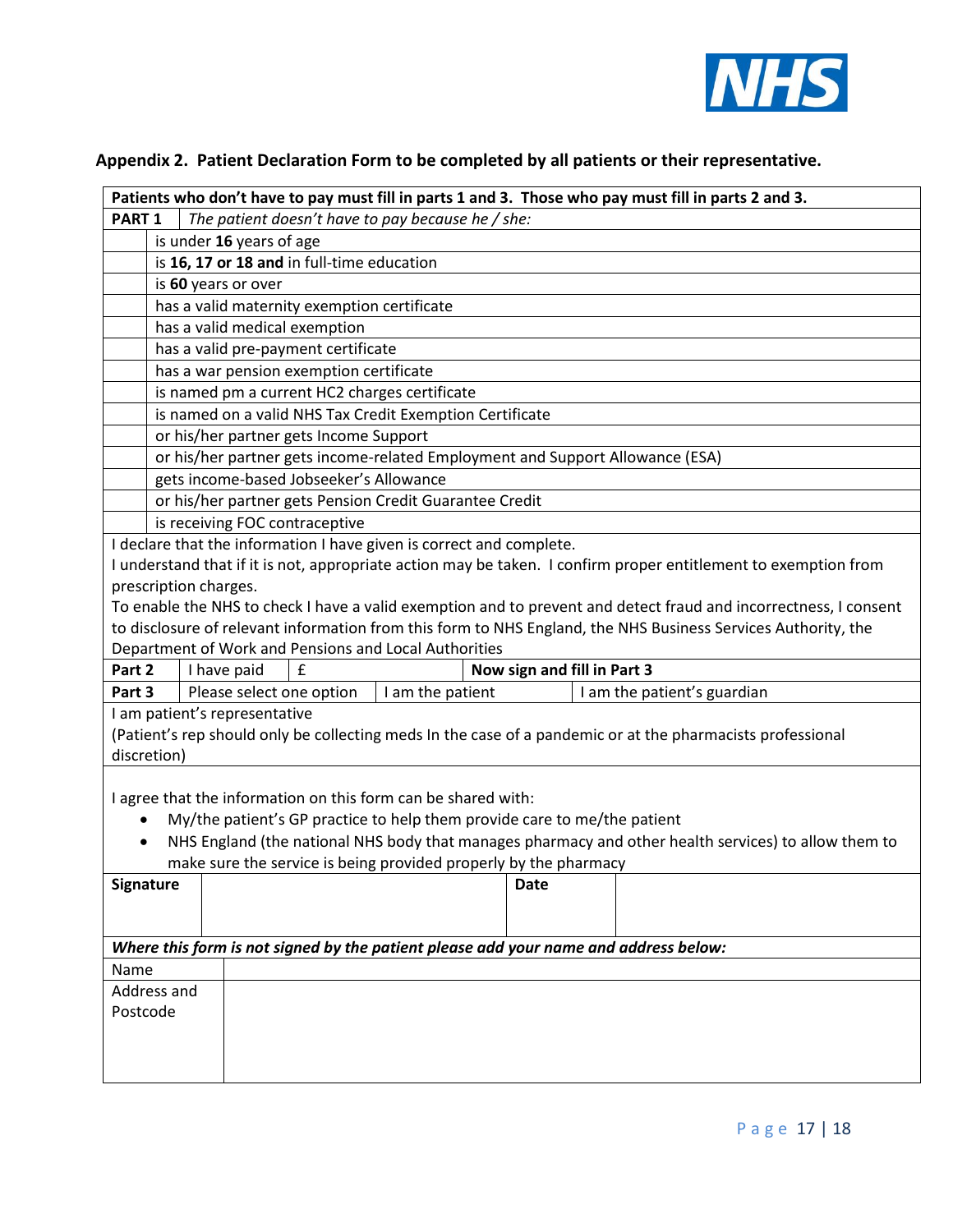## Appendix 2. Patient Declaration Form to be completed by all patients or their representative.

| **Patients who don't have to pay must fill in parts 1 and 3. Those who pay must fill in parts 2 and 3.** | |
|---|---|
| **PART 1** | *The patient doesn't have to pay because he / she:* |
| | is under **16** years of age |
| | is **16, 17 or 18 and** in full-time education |
| | is **60** years or over |
| | has a valid maternity exemption certificate |
| | has a valid medical exemption |
| | has a valid pre-payment certificate |
| | has a war pension exemption certificate |
| | is named pm a current HC2 charges certificate |
| | is named on a valid NHS Tax Credit Exemption Certificate |
| | or his/her partner gets Income Support |
| | or his/her partner gets income-related Employment and Support Allowance (ESA) |
| | gets income-based Jobseeker's Allowance |
| | or his/her partner gets Pension Credit Guarantee Credit |
| | is receiving FOC contraceptive |

I declare that the information I have given is correct and complete.
I understand that if it is not, appropriate action may be taken. I confirm proper entitlement to exemption from prescription charges.
To enable the NHS to check I have a valid exemption and to prevent and detect fraud and incorrectness, I consent to disclosure of relevant information from this form to NHS England, the NHS Business Services Authority, the Department of Work and Pensions and Local Authorities

| **Part 2** | I have paid | £ | **Now sign and fill in Part 3** |
|---|---|---|---|
| **Part 3** | Please select one option | I am the patient | I am the patient's guardian |

I am patient's representative
(Patient's rep should only be collecting meds In the case of a pandemic or at the pharmacists professional discretion)

I agree that the information on this form can be shared with:

- My/the patient's GP practice to help them provide care to me/the patient
- NHS England (the national NHS body that manages pharmacy and other health services) to allow them to make sure the service is being provided properly by the pharmacy

| **Signature** | | **Date** | |
|---|---|---|---|

***Where this form is not signed by the patient please add your name and address below:***

| Name | |
|---|---|
| Address and Postcode | |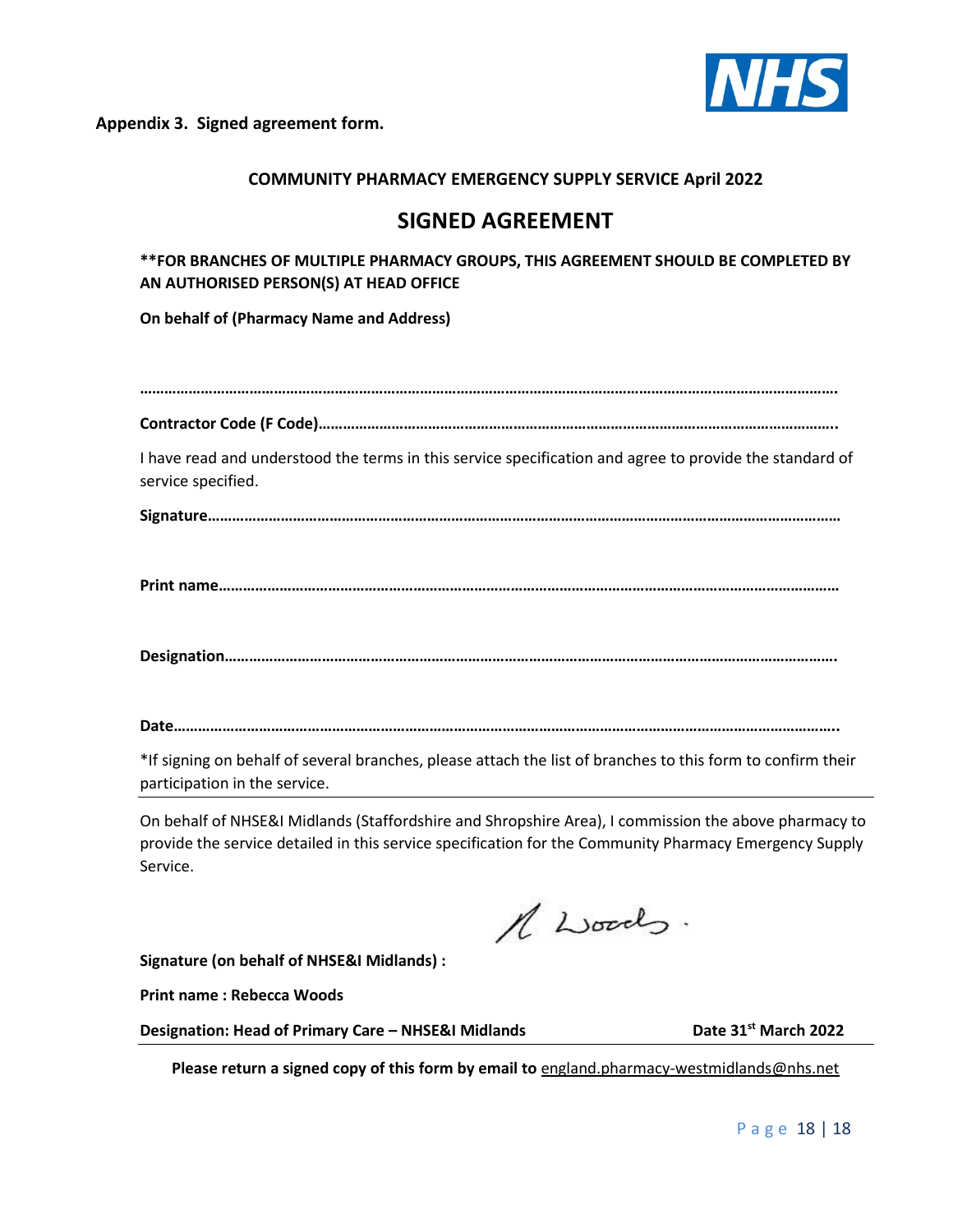**Appendix 3. Signed agreement form.**

**COMMUNITY PHARMACY EMERGENCY SUPPLY SERVICE April 2022**

## SIGNED AGREEMENT

**\*\*FOR BRANCHES OF MULTIPLE PHARMACY GROUPS, THIS AGREEMENT SHOULD BE COMPLETED BY AN AUTHORISED PERSON(S) AT HEAD OFFICE**

**On behalf of (Pharmacy Name and Address)**

**…………………………………………………………………………………………………………………………………………….**

**Contractor Code (F Code)……………………………………………………………………………………………………………..**

I have read and understood the terms in this service specification and agree to provide the standard of service specified.

**Signature………………………………………………………………………………………………………………………………………**

**Print name……………………………………………………………………………………………………………………………………**

**Designation……………………………………………………………………………………………………………………………………**

**Date……………………………………………………………………………………………………………………………………………..**

*If signing on behalf of several branches, please attach the list of branches to this form to confirm their participation in the service.

---

On behalf of NHSE&I Midlands (Staffordshire and Shropshire Area), I commission the above pharmacy to provide the service detailed in this service specification for the Community Pharmacy Emergency Supply Service.

**Signature (on behalf of NHSE&I Midlands) :** R Woods.

**Print name : Rebecca Woods**

**Designation: Head of Primary Care – NHSE&I Midlands** **Date 31st March 2022**

---

**Please return a signed copy of this form by email to** england.pharmacy-westmidlands@nhs.net